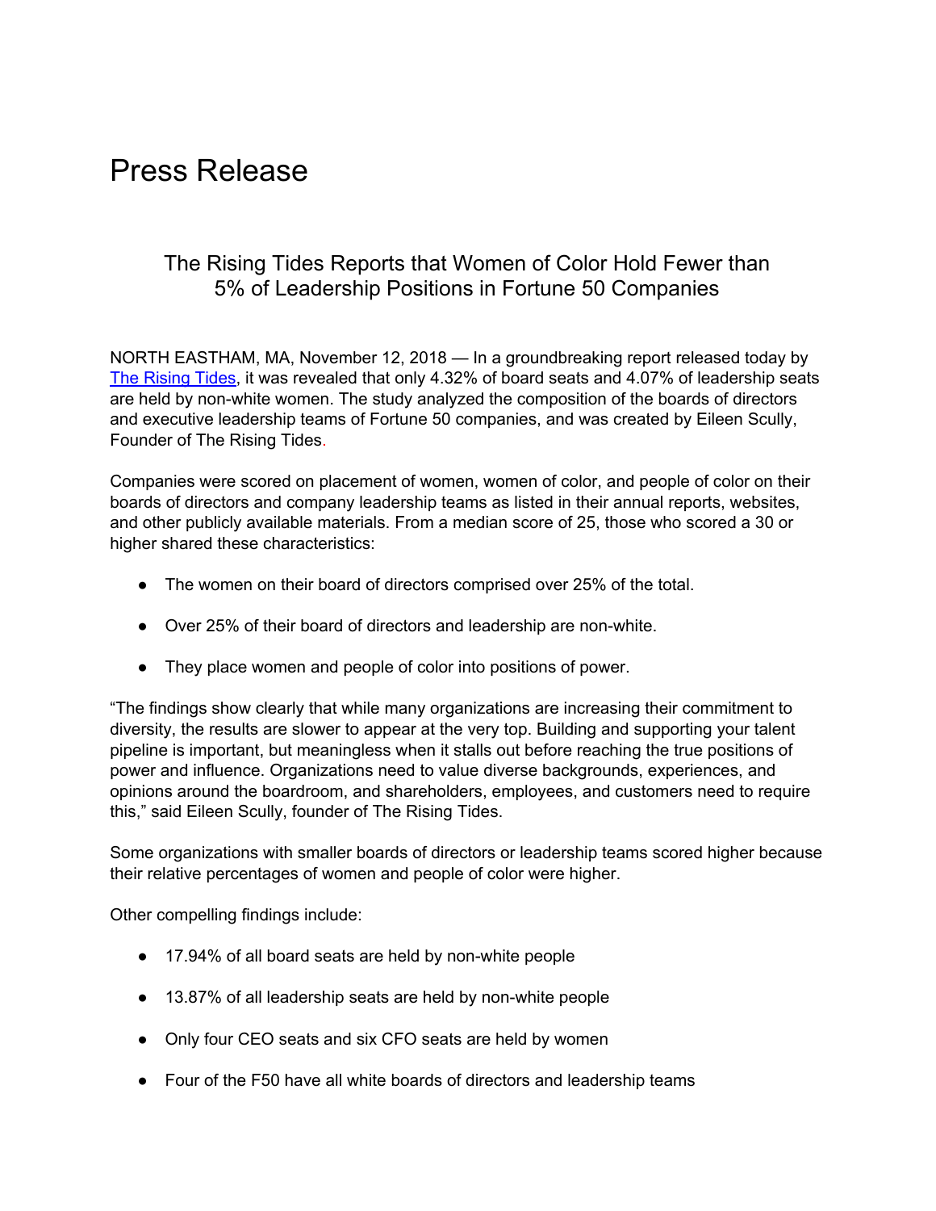# Press Release

## The Rising Tides Reports that Women of Color Hold Fewer than 5% of Leadership Positions in Fortune 50 Companies

NORTH EASTHAM, MA, November 12, 2018 — In a groundbreaking report released today by [The Rising Tides](), it was revealed that only 4.32% of board seats and 4.07% of leadership seats are held by non-white women. The study analyzed the composition of the boards of directors and executive leadership teams of Fortune 50 companies, and was created by Eileen Scully, Founder of The Rising Tides.

Companies were scored on placement of women, women of color, and people of color on their boards of directors and company leadership teams as listed in their annual reports, websites, and other publicly available materials. From a median score of 25, those who scored a 30 or higher shared these characteristics:

- The women on their board of directors comprised over 25% of the total.
- Over 25% of their board of directors and leadership are non-white.
- They place women and people of color into positions of power.

"The findings show clearly that while many organizations are increasing their commitment to diversity, the results are slower to appear at the very top. Building and supporting your talent pipeline is important, but meaningless when it stalls out before reaching the true positions of power and influence. Organizations need to value diverse backgrounds, experiences, and opinions around the boardroom, and shareholders, employees, and customers need to require this," said Eileen Scully, founder of The Rising Tides.

Some organizations with smaller boards of directors or leadership teams scored higher because their relative percentages of women and people of color were higher.

Other compelling findings include:

- 17.94% of all board seats are held by non-white people
- 13.87% of all leadership seats are held by non-white people
- Only four CEO seats and six CFO seats are held by women
- Four of the F50 have all white boards of directors and leadership teams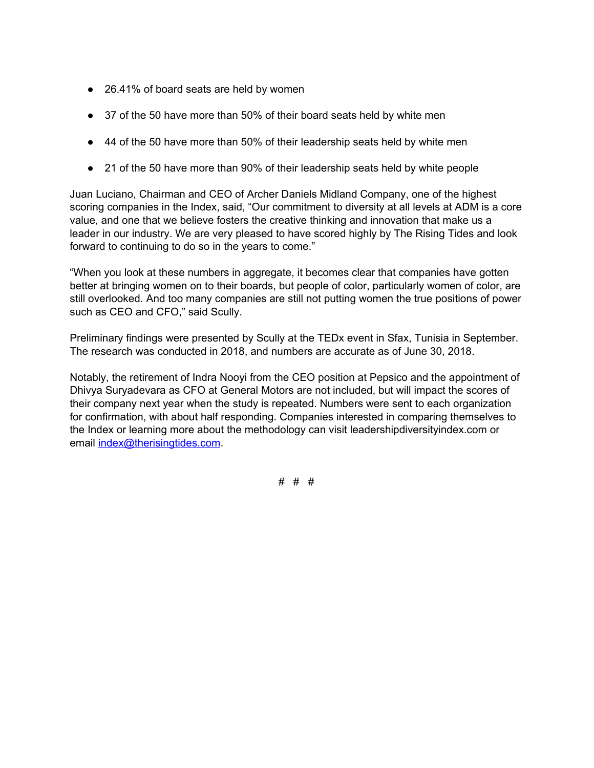- 26.41% of board seats are held by women
- 37 of the 50 have more than 50% of their board seats held by white men
- 44 of the 50 have more than 50% of their leadership seats held by white men
- 21 of the 50 have more than 90% of their leadership seats held by white people

Juan Luciano, Chairman and CEO of Archer Daniels Midland Company, one of the highest scoring companies in the Index, said, “Our commitment to diversity at all levels at ADM is a core value, and one that we believe fosters the creative thinking and innovation that make us a leader in our industry. We are very pleased to have scored highly by The Rising Tides and look forward to continuing to do so in the years to come.”

“When you look at these numbers in aggregate, it becomes clear that companies have gotten better at bringing women on to their boards, but people of color, particularly women of color, are still overlooked. And too many companies are still not putting women the true positions of power such as CEO and CFO,” said Scully.

Preliminary findings were presented by Scully at the TEDx event in Sfax, Tunisia in September. The research was conducted in 2018, and numbers are accurate as of June 30, 2018.

Notably, the retirement of Indra Nooyi from the CEO position at Pepsico and the appointment of Dhivya Suryadevara as CFO at General Motors are not included, but will impact the scores of their company next year when the study is repeated. Numbers were sent to each organization for confirmation, with about half responding. Companies interested in comparing themselves to the Index or learning more about the methodology can visit leadershipdiversityindex.com or email index@therisingtides.com.

# # #